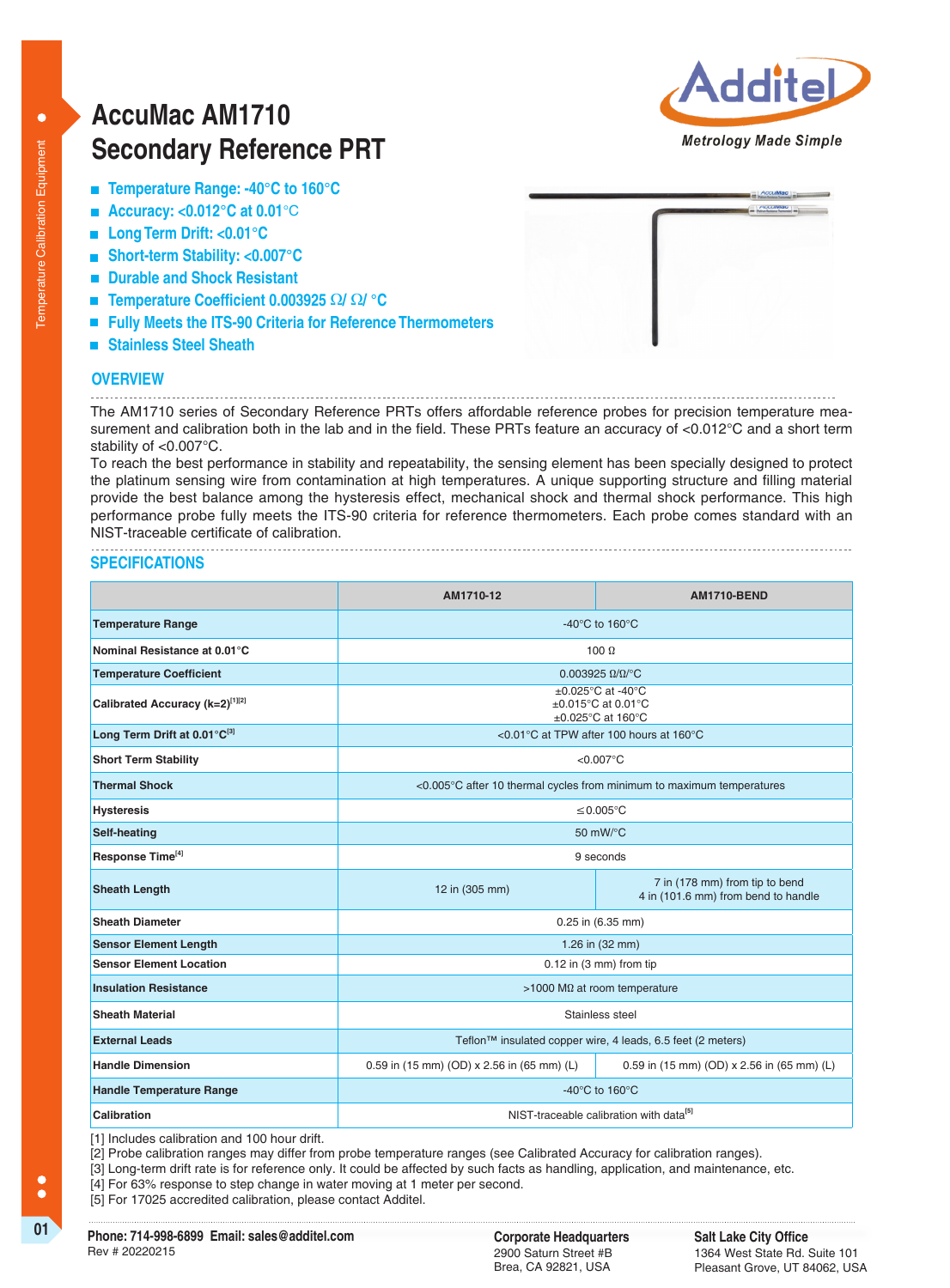# AccuMac AM1710 Secondary Reference PRT

- Temperature Range: -40°C to 160°C
- Accuracy: <0.012°C at 0.01°C
- Long Term Drift: <0.01°C
- Short-term Stability: <0.007°C
- Durable and Shock Resistant
- Temperature Coefficient 0.003925 Ω/ Ω/ °C
- Fully Meets the ITS-90 Criteria for Reference Thermometers
- Stainless Steel Sheath

## OVERVIEW

The AM1710 series of Secondary Reference PRTs offers affordable reference probes for precision temperature measurement and calibration both in the lab and in the field. These PRTs feature an accuracy of <0.012°C and a short term stability of <0.007°C.

To reach the best performance in stability and repeatability, the sensing element has been specially designed to protect the platinum sensing wire from contamination at high temperatures. A unique supporting structure and filling material provide the best balance among the hysteresis effect, mechanical shock and thermal shock performance. This high performance probe fully meets the ITS-90 criteria for reference thermometers. Each probe comes standard with an NIST-traceable certificate of calibration.

## SPECIFICATIONS

| | AM1710-12 | AM1710-BEND |
|---|---|---|
| **Temperature Range** | -40°C to 160°C | |
| **Nominal Resistance at 0.01°C** | 100 Ω | |
| **Temperature Coefficient** | 0.003925 Ω/Ω/°C | |
| **Calibrated Accuracy (k=2)**[1][2] | ±0.025°C at -40°C<br>±0.015°C at 0.01°C<br>±0.025°C at 160°C | |
| **Long Term Drift at 0.01°C**[3] | <0.01°C at TPW after 100 hours at 160°C | |
| **Short Term Stability** | <0.007°C | |
| **Thermal Shock** | <0.005°C after 10 thermal cycles from minimum to maximum temperatures | |
| **Hysteresis** | ≤0.005°C | |
| **Self-heating** | 50 mW/°C | |
| **Response Time**[4] | 9 seconds | |
| **Sheath Length** | 12 in (305 mm) | 7 in (178 mm) from tip to bend<br>4 in (101.6 mm) from bend to handle |
| **Sheath Diameter** | 0.25 in (6.35 mm) | |
| **Sensor Element Length** | 1.26 in (32 mm) | |
| **Sensor Element Location** | 0.12 in (3 mm) from tip | |
| **Insulation Resistance** | >1000 MΩ at room temperature | |
| **Sheath Material** | Stainless steel | |
| **External Leads** | Teflon™ insulated copper wire, 4 leads, 6.5 feet (2 meters) | |
| **Handle Dimension** | 0.59 in (15 mm) (OD) x 2.56 in (65 mm) (L) | 0.59 in (15 mm) (OD) x 2.56 in (65 mm) (L) |
| **Handle Temperature Range** | -40°C to 160°C | |
| **Calibration** | NIST-traceable calibration with data[5] | |

[1] Includes calibration and 100 hour drift.
[2] Probe calibration ranges may differ from probe temperature ranges (see Calibrated Accuracy for calibration ranges).
[3] Long-term drift rate is for reference only. It could be affected by such facts as handling, application, and maintenance, etc.
[4] For 63% response to step change in water moving at 1 meter per second.
[5] For 17025 accredited calibration, please contact Additel.

**Phone: 714-998-6899 Email: sales@additel.com**
Rev # 20220215

**Corporate Headquarters**
2900 Saturn Street #B
Brea, CA 92821, USA

**Salt Lake City Office**
1364 West State Rd. Suite 101
Pleasant Grove, UT 84062, USA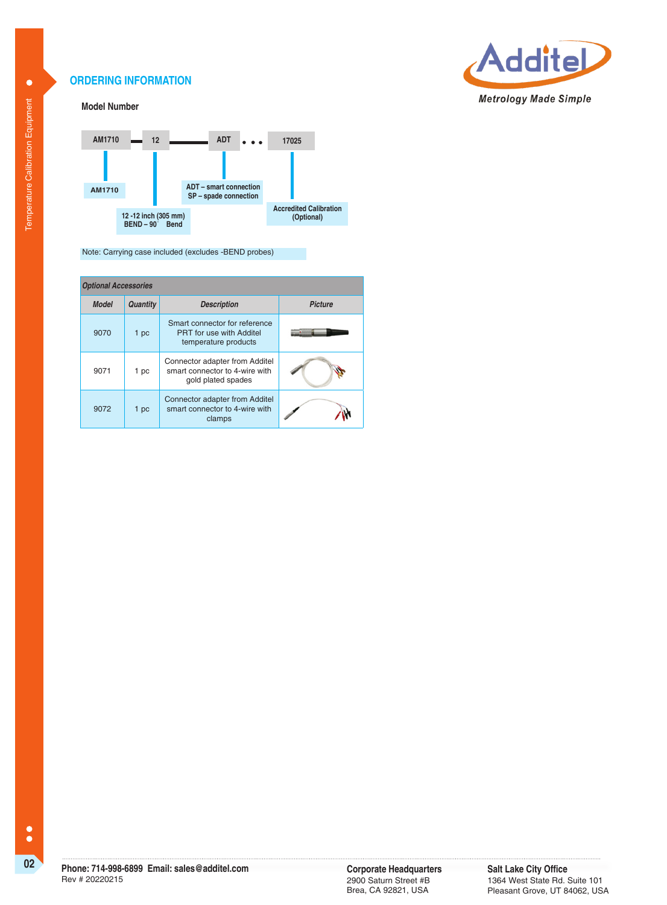## ORDERING INFORMATION

**Model Number**

AM1710 — 12 — ADT • • • 17025

- AM1710
- 12 -12 inch (305 mm)
  BEND – 90° Bend
- ADT – smart connection
  SP – spade connection
- Accredited Calibration (Optional)

Note: Carrying case included (excludes -BEND probes)

| *Optional Accessories* | | | |
|---|---|---|---|
| ***Model*** | ***Quantity*** | ***Description*** | ***Picture*** |
| 9070 | 1 pc | Smart connector for reference PRT for use with Additel temperature products | |
| 9071 | 1 pc | Connector adapter from Additel smart connector to 4-wire with gold plated spades | |
| 9072 | 1 pc | Connector adapter from Additel smart connector to 4-wire with clamps | |

**Phone: 714-998-6899 Email: sales@additel.com**
Rev # 20220215

**Corporate Headquarters**
2900 Saturn Street #B
Brea, CA 92821, USA

**Salt Lake City Office**
1364 West State Rd. Suite 101
Pleasant Grove, UT 84062, USA